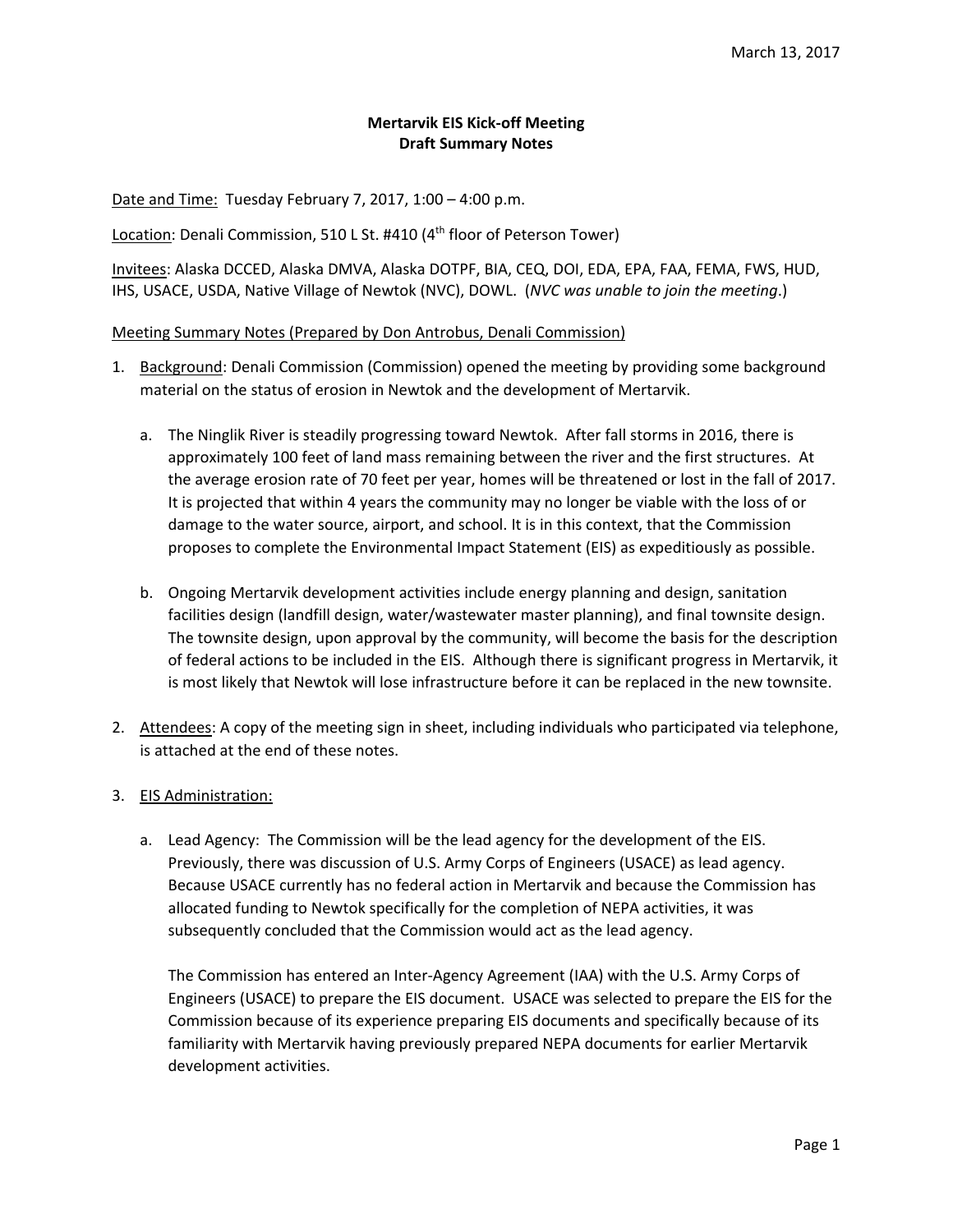March 13, 2017

# Mertarvik EIS Kick-off Meeting
## Draft Summary Notes

Date and Time: Tuesday February 7, 2017, 1:00 – 4:00 p.m.

Location: Denali Commission, 510 L St. #410 (4th floor of Peterson Tower)

Invitees: Alaska DCCED, Alaska DMVA, Alaska DOTPF, BIA, CEQ, DOI, EDA, EPA, FAA, FEMA, FWS, HUD, IHS, USACE, USDA, Native Village of Newtok (NVC), DOWL. (*NVC was unable to join the meeting*.)

Meeting Summary Notes (Prepared by Don Antrobus, Denali Commission)

1. Background: Denali Commission (Commission) opened the meeting by providing some background material on the status of erosion in Newtok and the development of Mertarvik.

   a. The Ninglik River is steadily progressing toward Newtok. After fall storms in 2016, there is approximately 100 feet of land mass remaining between the river and the first structures. At the average erosion rate of 70 feet per year, homes will be threatened or lost in the fall of 2017. It is projected that within 4 years the community may no longer be viable with the loss of or damage to the water source, airport, and school. It is in this context, that the Commission proposes to complete the Environmental Impact Statement (EIS) as expeditiously as possible.

   b. Ongoing Mertarvik development activities include energy planning and design, sanitation facilities design (landfill design, water/wastewater master planning), and final townsite design. The townsite design, upon approval by the community, will become the basis for the description of federal actions to be included in the EIS. Although there is significant progress in Mertarvik, it is most likely that Newtok will lose infrastructure before it can be replaced in the new townsite.

2. Attendees: A copy of the meeting sign in sheet, including individuals who participated via telephone, is attached at the end of these notes.

3. EIS Administration:

   a. Lead Agency: The Commission will be the lead agency for the development of the EIS. Previously, there was discussion of U.S. Army Corps of Engineers (USACE) as lead agency. Because USACE currently has no federal action in Mertarvik and because the Commission has allocated funding to Newtok specifically for the completion of NEPA activities, it was subsequently concluded that the Commission would act as the lead agency.

      The Commission has entered an Inter-Agency Agreement (IAA) with the U.S. Army Corps of Engineers (USACE) to prepare the EIS document. USACE was selected to prepare the EIS for the Commission because of its experience preparing EIS documents and specifically because of its familiarity with Mertarvik having previously prepared NEPA documents for earlier Mertarvik development activities.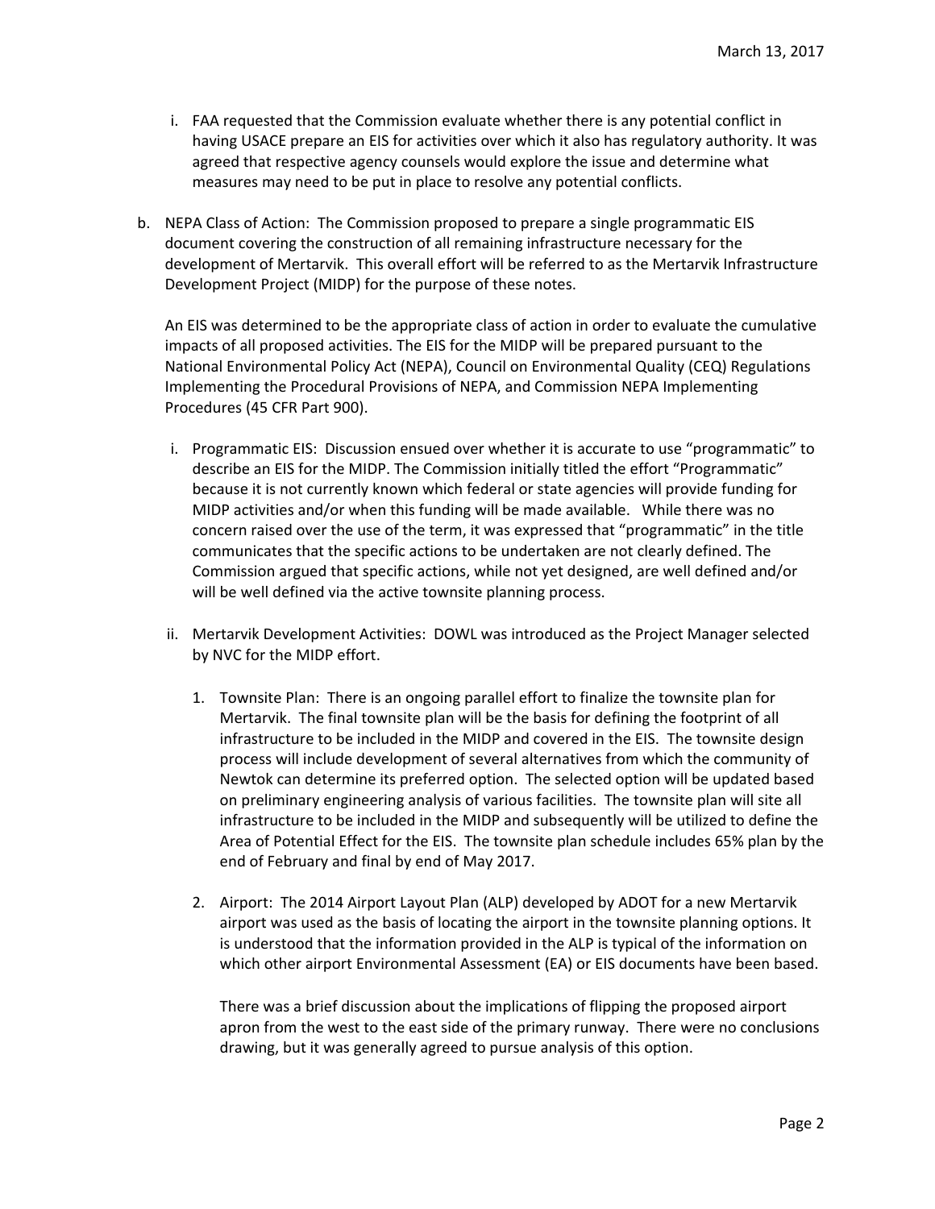i. FAA requested that the Commission evaluate whether there is any potential conflict in having USACE prepare an EIS for activities over which it also has regulatory authority. It was agreed that respective agency counsels would explore the issue and determine what measures may need to be put in place to resolve any potential conflicts.

b. NEPA Class of Action: The Commission proposed to prepare a single programmatic EIS document covering the construction of all remaining infrastructure necessary for the development of Mertarvik. This overall effort will be referred to as the Mertarvik Infrastructure Development Project (MIDP) for the purpose of these notes.

   An EIS was determined to be the appropriate class of action in order to evaluate the cumulative impacts of all proposed activities. The EIS for the MIDP will be prepared pursuant to the National Environmental Policy Act (NEPA), Council on Environmental Quality (CEQ) Regulations Implementing the Procedural Provisions of NEPA, and Commission NEPA Implementing Procedures (45 CFR Part 900).

   i. Programmatic EIS: Discussion ensued over whether it is accurate to use "programmatic" to describe an EIS for the MIDP. The Commission initially titled the effort "Programmatic" because it is not currently known which federal or state agencies will provide funding for MIDP activities and/or when this funding will be made available. While there was no concern raised over the use of the term, it was expressed that "programmatic" in the title communicates that the specific actions to be undertaken are not clearly defined. The Commission argued that specific actions, while not yet designed, are well defined and/or will be well defined via the active townsite planning process.

   ii. Mertarvik Development Activities: DOWL was introduced as the Project Manager selected by NVC for the MIDP effort.

      1. Townsite Plan: There is an ongoing parallel effort to finalize the townsite plan for Mertarvik. The final townsite plan will be the basis for defining the footprint of all infrastructure to be included in the MIDP and covered in the EIS. The townsite design process will include development of several alternatives from which the community of Newtok can determine its preferred option. The selected option will be updated based on preliminary engineering analysis of various facilities. The townsite plan will site all infrastructure to be included in the MIDP and subsequently will be utilized to define the Area of Potential Effect for the EIS. The townsite plan schedule includes 65% plan by the end of February and final by end of May 2017.

      2. Airport: The 2014 Airport Layout Plan (ALP) developed by ADOT for a new Mertarvik airport was used as the basis of locating the airport in the townsite planning options. It is understood that the information provided in the ALP is typical of the information on which other airport Environmental Assessment (EA) or EIS documents have been based.

         There was a brief discussion about the implications of flipping the proposed airport apron from the west to the east side of the primary runway. There were no conclusions drawing, but it was generally agreed to pursue analysis of this option.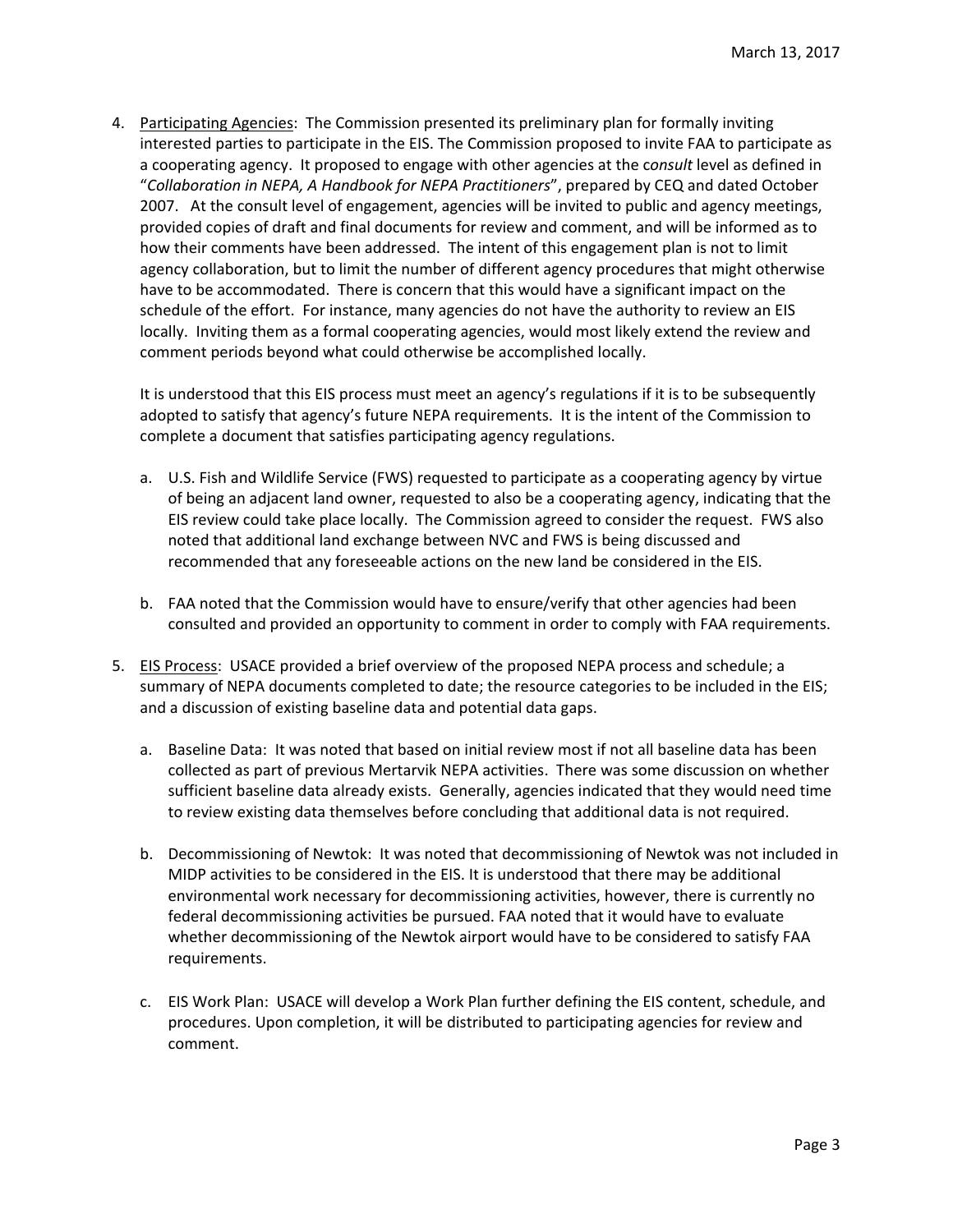March 13, 2017

4. <u>Participating Agencies</u>: The Commission presented its preliminary plan for formally inviting interested parties to participate in the EIS. The Commission proposed to invite FAA to participate as a cooperating agency. It proposed to engage with other agencies at the *consult* level as defined in "*Collaboration in NEPA, A Handbook for NEPA Practitioners*", prepared by CEQ and dated October 2007. At the consult level of engagement, agencies will be invited to public and agency meetings, provided copies of draft and final documents for review and comment, and will be informed as to how their comments have been addressed. The intent of this engagement plan is not to limit agency collaboration, but to limit the number of different agency procedures that might otherwise have to be accommodated. There is concern that this would have a significant impact on the schedule of the effort. For instance, many agencies do not have the authority to review an EIS locally. Inviting them as a formal cooperating agencies, would most likely extend the review and comment periods beyond what could otherwise be accomplished locally.

   It is understood that this EIS process must meet an agency's regulations if it is to be subsequently adopted to satisfy that agency's future NEPA requirements. It is the intent of the Commission to complete a document that satisfies participating agency regulations.

   a. U.S. Fish and Wildlife Service (FWS) requested to participate as a cooperating agency by virtue of being an adjacent land owner, requested to also be a cooperating agency, indicating that the EIS review could take place locally. The Commission agreed to consider the request. FWS also noted that additional land exchange between NVC and FWS is being discussed and recommended that any foreseeable actions on the new land be considered in the EIS.

   b. FAA noted that the Commission would have to ensure/verify that other agencies had been consulted and provided an opportunity to comment in order to comply with FAA requirements.

5. <u>EIS Process</u>: USACE provided a brief overview of the proposed NEPA process and schedule; a summary of NEPA documents completed to date; the resource categories to be included in the EIS; and a discussion of existing baseline data and potential data gaps.

   a. Baseline Data: It was noted that based on initial review most if not all baseline data has been collected as part of previous Mertarvik NEPA activities. There was some discussion on whether sufficient baseline data already exists. Generally, agencies indicated that they would need time to review existing data themselves before concluding that additional data is not required.

   b. Decommissioning of Newtok: It was noted that decommissioning of Newtok was not included in MIDP activities to be considered in the EIS. It is understood that there may be additional environmental work necessary for decommissioning activities, however, there is currently no federal decommissioning activities be pursued. FAA noted that it would have to evaluate whether decommissioning of the Newtok airport would have to be considered to satisfy FAA requirements.

   c. EIS Work Plan: USACE will develop a Work Plan further defining the EIS content, schedule, and procedures. Upon completion, it will be distributed to participating agencies for review and comment.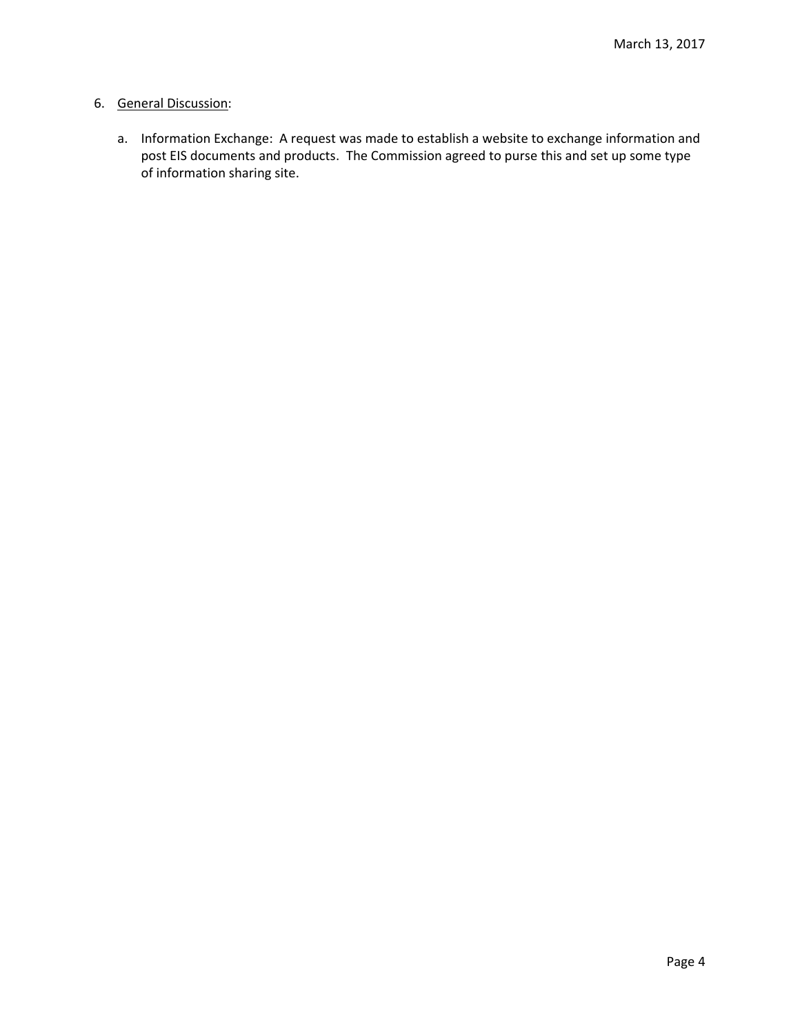6. General Discussion:

    a. Information Exchange: A request was made to establish a website to exchange information and post EIS documents and products. The Commission agreed to purse this and set up some type of information sharing site.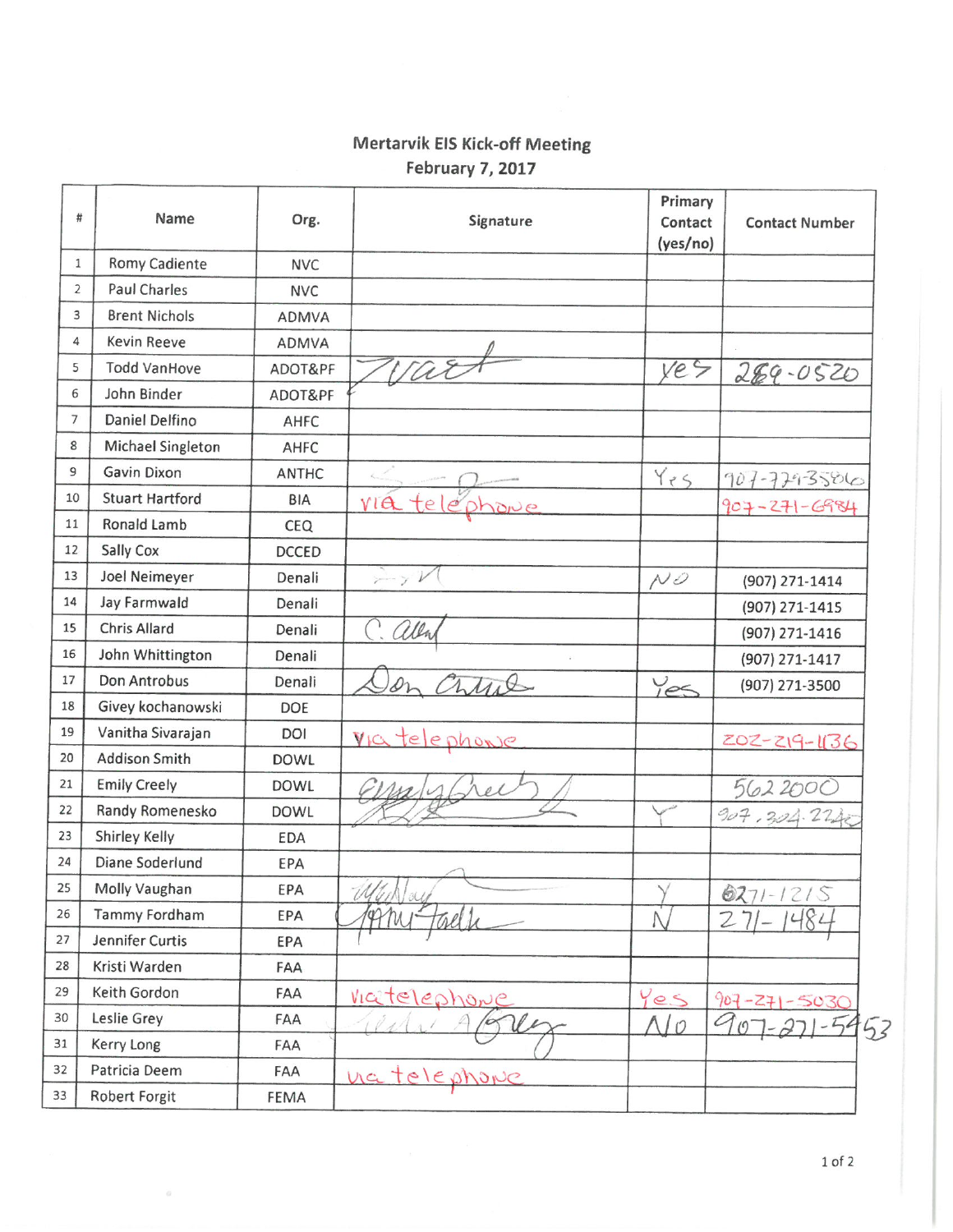## Mertarvik EIS Kick-off Meeting
## February 7, 2017

| # | Name | Org. | Signature | Primary Contact (yes/no) | Contact Number |
|---|---|---|---|---|---|
| 1 | Romy Cadiente | NVC | | | |
| 2 | Paul Charles | NVC | | | |
| 3 | Brent Nichols | ADMVA | | | |
| 4 | Kevin Reeve | ADMVA | | | |
| 5 | Todd VanHove | ADOT&PF | TVanH | yes | 269-0520 |
| 6 | John Binder | ADOT&PF | | | |
| 7 | Daniel Delfino | AHFC | | | |
| 8 | Michael Singleton | AHFC | | | |
| 9 | Gavin Dixon | ANTHC | [signature] | Yes | 907-729-3586 |
| 10 | Stuart Hartford | BIA | via telephone | | 907-271-6984 |
| 11 | Ronald Lamb | CEQ | | | |
| 12 | Sally Cox | DCCED | | | |
| 13 | Joel Neimeyer | Denali | [signature] | NO | (907) 271-1414 |
| 14 | Jay Farmwald | Denali | | | (907) 271-1415 |
| 15 | Chris Allard | Denali | C. Allard | | (907) 271-1416 |
| 16 | John Whittington | Denali | | | (907) 271-1417 |
| 17 | Don Antrobus | Denali | Don Antrobus | Yes | (907) 271-3500 |
| 18 | Givey kochanowski | DOE | | | |
| 19 | Vanitha Sivarajan | DOI | via telephone | | 202-219-1136 |
| 20 | Addison Smith | DOWL | | | |
| 21 | Emily Creely | DOWL | Emily Creely | | 562 2000 |
| 22 | Randy Romenesko | DOWL | [signature] | Y | 907.304.2242 |
| 23 | Shirley Kelly | EDA | | | |
| 24 | Diane Soderlund | EPA | | | |
| 25 | Molly Vaughan | EPA | M Vaughan | Y | 271-1215 |
| 26 | Tammy Fordham | EPA | Tammy Fordham | N | 271-1484 |
| 27 | Jennifer Curtis | EPA | | | |
| 28 | Kristi Warden | FAA | | | |
| 29 | Keith Gordon | FAA | via telephone | Yes | 907-271-5030 |
| 30 | Leslie Grey | FAA | Leslie A Grey | No | 907-271-5453 |
| 31 | Kerry Long | FAA | | | |
| 32 | Patricia Deem | FAA | via telephone | | |
| 33 | Robert Forgit | FEMA | | | |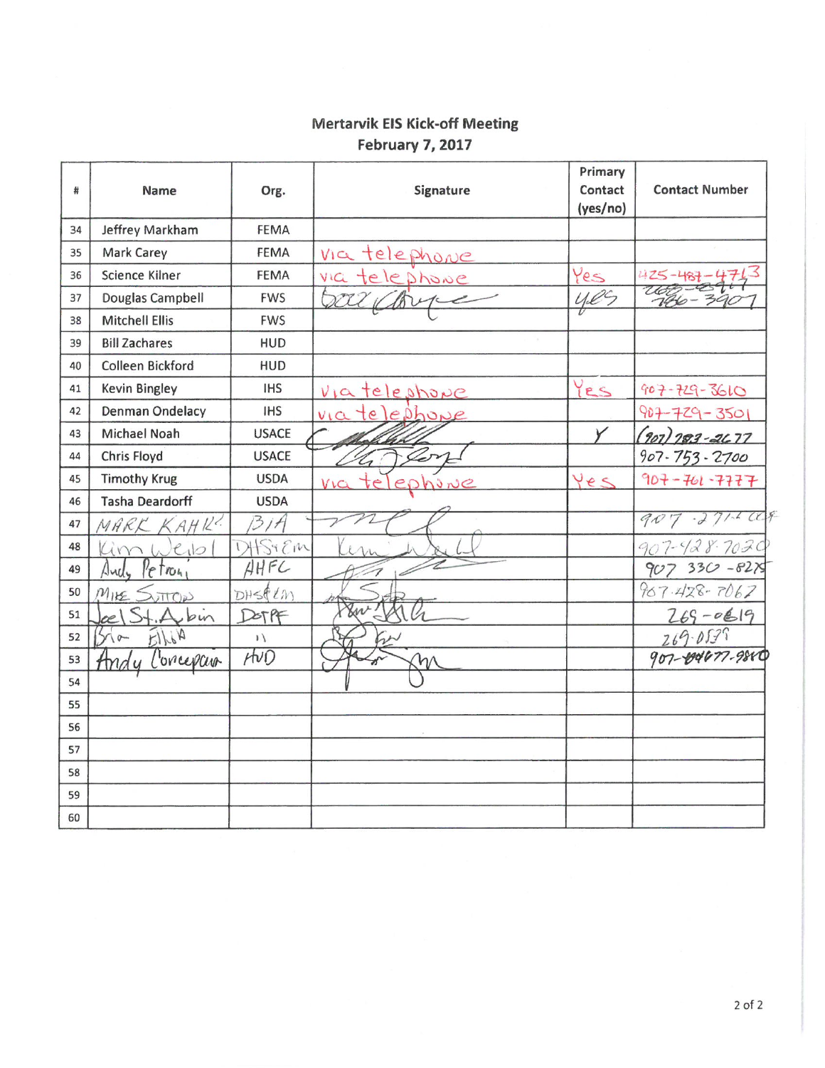# Mertarvik EIS Kick-off Meeting
## February 7, 2017

| # | Name | Org. | Signature | Primary Contact (yes/no) | Contact Number |
|---|---|---|---|---|---|
| 34 | Jeffrey Markham | FEMA | | | |
| 35 | Mark Carey | FEMA | via telephone | | |
| 36 | Science Kilner | FEMA | via telephone | Yes | 425-487-4713 |
| 37 | Douglas Campbell | FWS | [signature] | yes | 786-3907 |
| 38 | Mitchell Ellis | FWS | | | |
| 39 | Bill Zachares | HUD | | | |
| 40 | Colleen Bickford | HUD | | | |
| 41 | Kevin Bingley | IHS | via telephone | Yes | 907-729-3610 |
| 42 | Denman Ondelacy | IHS | via telephone | | 907-729-3501 |
| 43 | Michael Noah | USACE | [signature] | Y | (907) 283-2677 |
| 44 | Chris Floyd | USACE | [signature] | | 907-753-2700 |
| 45 | Timothy Krug | USDA | via telephone | Yes | 907-761-7777 |
| 46 | Tasha Deardorff | USDA | | | |
| 47 | MARK KAHKE | BIA | [signature] | | 907-271-4088 |
| 48 | Kim Weibl | DHS+EM | [signature] | | 907-428-7020 |
| 49 | Andy Petroni | AHFC | [signature] | | 907 330-8275 |
| 50 | MIKE SUTTON | DHS&EM | [signature] | | 907-428-7062 |
| 51 | Joel St. Aubin | DOTPF | [signature] | | 269-0619 |
| 52 | Brian Elliott | " | [signature] | | 269-0539 |
| 53 | Andy Concepcion | HUD | [signature] | | 907-677-9880 |
| 54 | | | | | |
| 55 | | | | | |
| 56 | | | | | |
| 57 | | | | | |
| 58 | | | | | |
| 59 | | | | | |
| 60 | | | | | |